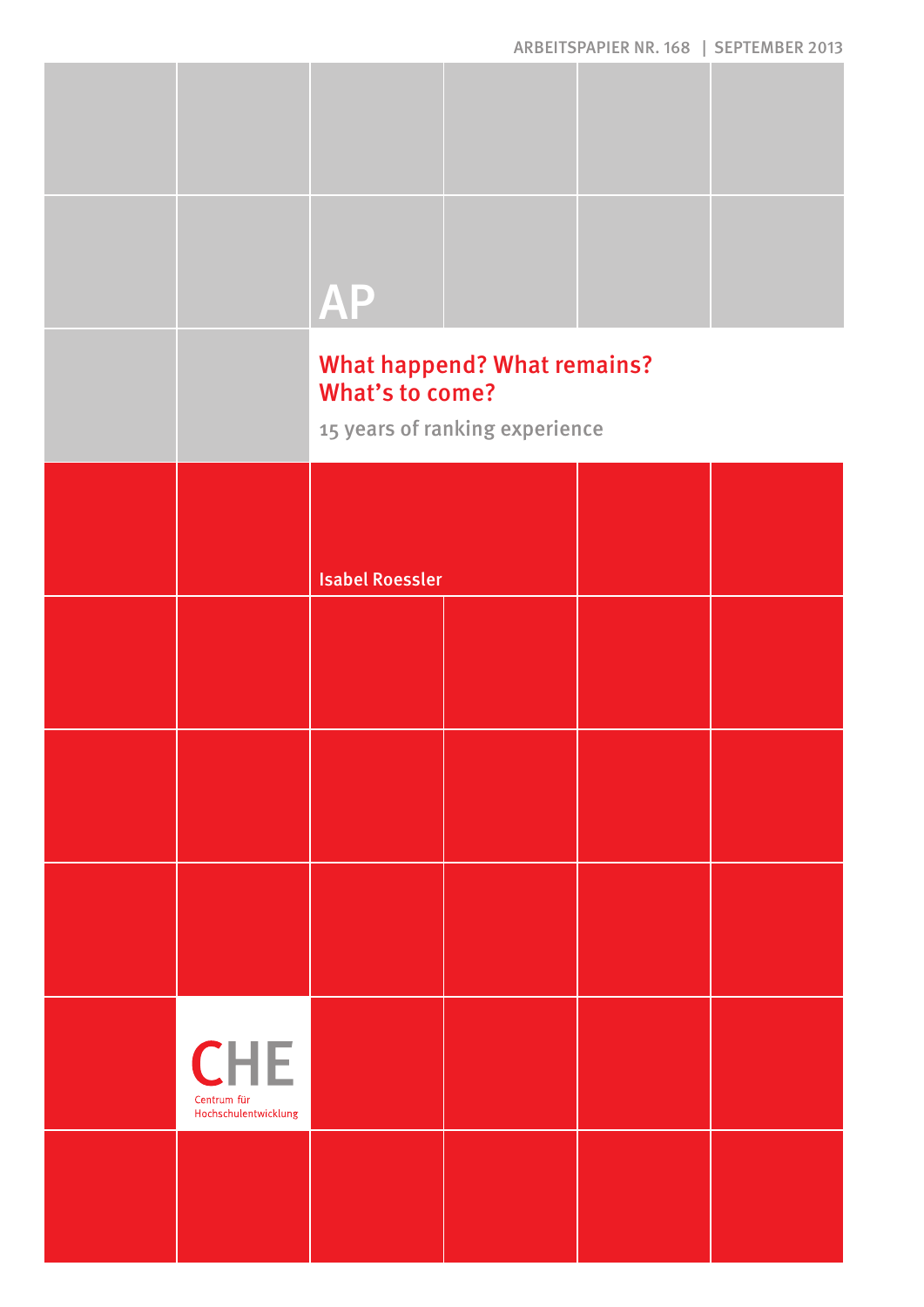ARBEITSPAPIER NR. 168 | SEPTEMBER 2013

AP

# What happend? What remains? What's to come?

## 15 years of ranking experience

**Isabel Roessler**

CHE
Centrum für Hochschulentwicklung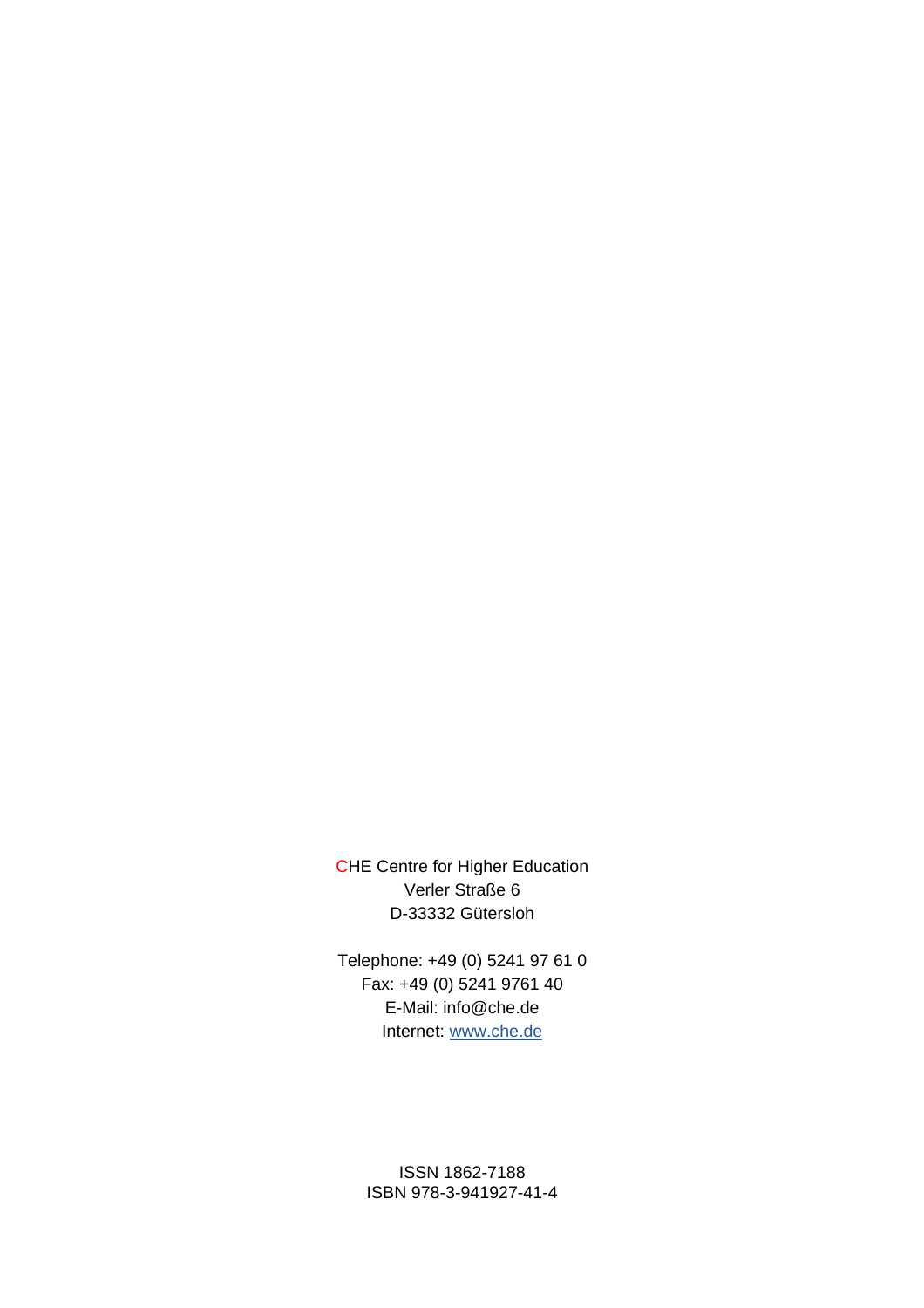CHE Centre for Higher Education
Verler Straße 6
D-33332 Gütersloh

Telephone: +49 (0) 5241 97 61 0
Fax: +49 (0) 5241 9761 40
E-Mail: info@che.de
Internet: www.che.de

ISSN 1862-7188
ISBN 978-3-941927-41-4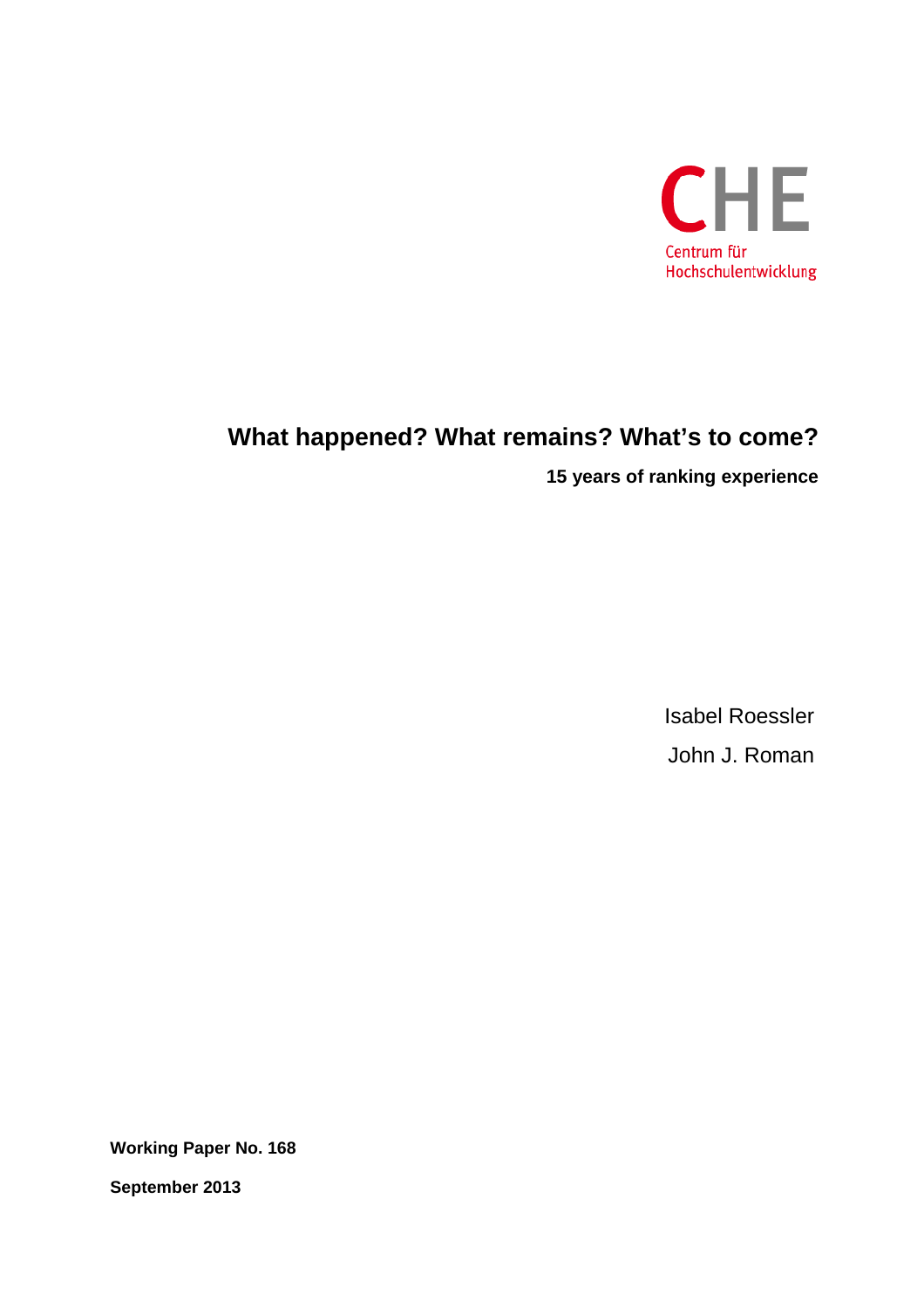CHE

Centrum für
Hochschulentwicklung

# What happened? What remains? What's to come?

**15 years of ranking experience**

Isabel Roessler

John J. Roman

**Working Paper No. 168**

**September 2013**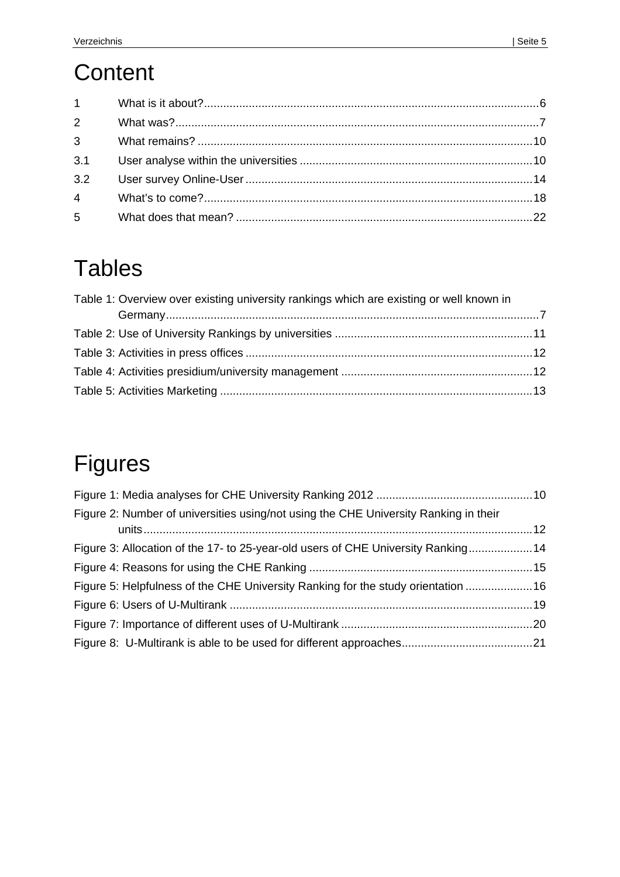# Content

1 What is it about? 6

2 What was? 7

3 What remains? 10

3.1 User analyse within the universities 10

3.2 User survey Online-User 14

4 What's to come? 18

5 What does that mean? 22

# Tables

Table 1: Overview over existing university rankings which are existing or well known in Germany 7

Table 2: Use of University Rankings by universities 11

Table 3: Activities in press offices 12

Table 4: Activities presidium/university management 12

Table 5: Activities Marketing 13

# Figures

Figure 1: Media analyses for CHE University Ranking 2012 10

Figure 2: Number of universities using/not using the CHE University Ranking in their units 12

Figure 3: Allocation of the 17- to 25-year-old users of CHE University Ranking 14

Figure 4: Reasons for using the CHE Ranking 15

Figure 5: Helpfulness of the CHE University Ranking for the study orientation 16

Figure 6: Users of U-Multirank 19

Figure 7: Importance of different uses of U-Multirank 20

Figure 8: U-Multirank is able to be used for different approaches 21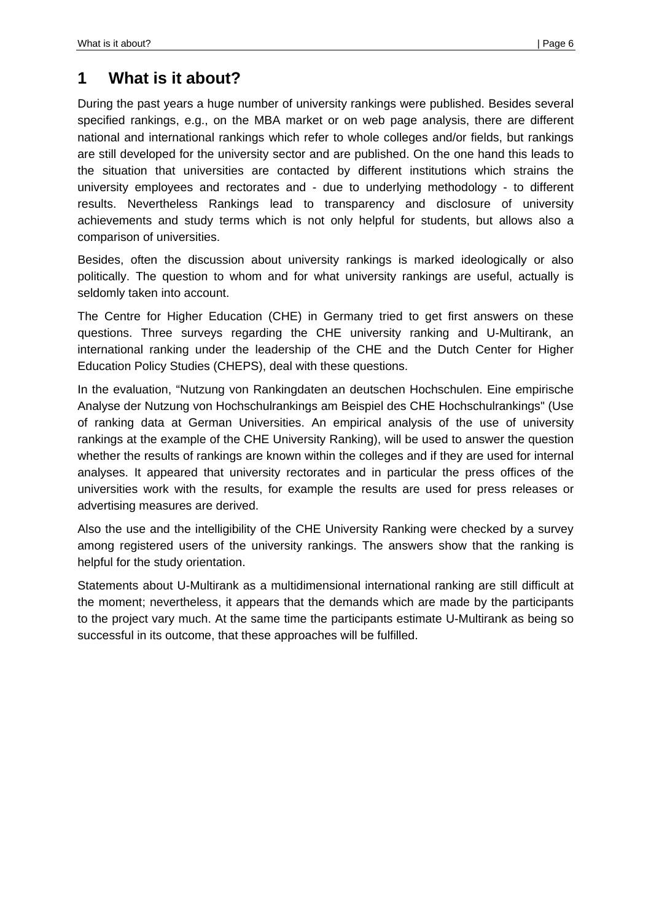# 1 What is it about?

During the past years a huge number of university rankings were published. Besides several specified rankings, e.g., on the MBA market or on web page analysis, there are different national and international rankings which refer to whole colleges and/or fields, but rankings are still developed for the university sector and are published. On the one hand this leads to the situation that universities are contacted by different institutions which strains the university employees and rectorates and - due to underlying methodology - to different results. Nevertheless Rankings lead to transparency and disclosure of university achievements and study terms which is not only helpful for students, but allows also a comparison of universities.

Besides, often the discussion about university rankings is marked ideologically or also politically. The question to whom and for what university rankings are useful, actually is seldomly taken into account.

The Centre for Higher Education (CHE) in Germany tried to get first answers on these questions. Three surveys regarding the CHE university ranking and U-Multirank, an international ranking under the leadership of the CHE and the Dutch Center for Higher Education Policy Studies (CHEPS), deal with these questions.

In the evaluation, “Nutzung von Rankingdaten an deutschen Hochschulen. Eine empirische Analyse der Nutzung von Hochschulrankings am Beispiel des CHE Hochschulrankings" (Use of ranking data at German Universities. An empirical analysis of the use of university rankings at the example of the CHE University Ranking), will be used to answer the question whether the results of rankings are known within the colleges and if they are used for internal analyses. It appeared that university rectorates and in particular the press offices of the universities work with the results, for example the results are used for press releases or advertising measures are derived.

Also the use and the intelligibility of the CHE University Ranking were checked by a survey among registered users of the university rankings. The answers show that the ranking is helpful for the study orientation.

Statements about U-Multirank as a multidimensional international ranking are still difficult at the moment; nevertheless, it appears that the demands which are made by the participants to the project vary much. At the same time the participants estimate U-Multirank as being so successful in its outcome, that these approaches will be fulfilled.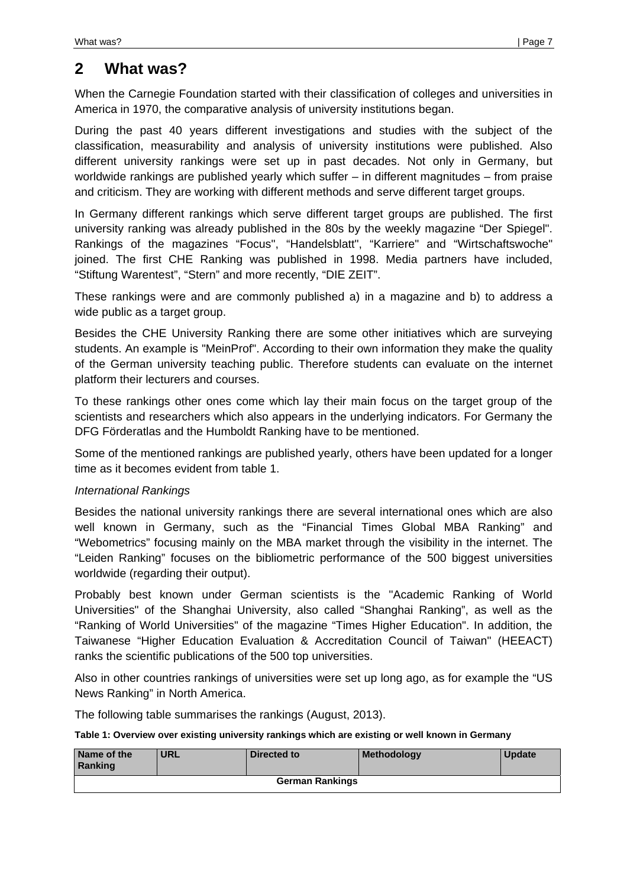## 2 What was?

When the Carnegie Foundation started with their classification of colleges and universities in America in 1970, the comparative analysis of university institutions began.

During the past 40 years different investigations and studies with the subject of the classification, measurability and analysis of university institutions were published. Also different university rankings were set up in past decades. Not only in Germany, but worldwide rankings are published yearly which suffer – in different magnitudes – from praise and criticism. They are working with different methods and serve different target groups.

In Germany different rankings which serve different target groups are published. The first university ranking was already published in the 80s by the weekly magazine “Der Spiegel". Rankings of the magazines “Focus", “Handelsblatt", “Karriere" and “Wirtschaftswoche" joined. The first CHE Ranking was published in 1998. Media partners have included, “Stiftung Warentest”, “Stern” and more recently, “DIE ZEIT”.

These rankings were and are commonly published a) in a magazine and b) to address a wide public as a target group.

Besides the CHE University Ranking there are some other initiatives which are surveying students. An example is "MeinProf". According to their own information they make the quality of the German university teaching public. Therefore students can evaluate on the internet platform their lecturers and courses.

To these rankings other ones come which lay their main focus on the target group of the scientists and researchers which also appears in the underlying indicators. For Germany the DFG Förderatlas and the Humboldt Ranking have to be mentioned.

Some of the mentioned rankings are published yearly, others have been updated for a longer time as it becomes evident from table 1.

*International Rankings*

Besides the national university rankings there are several international ones which are also well known in Germany, such as the “Financial Times Global MBA Ranking” and “Webometrics” focusing mainly on the MBA market through the visibility in the internet. The “Leiden Ranking” focuses on the bibliometric performance of the 500 biggest universities worldwide (regarding their output).

Probably best known under German scientists is the "Academic Ranking of World Universities" of the Shanghai University, also called “Shanghai Ranking”, as well as the “Ranking of World Universities" of the magazine “Times Higher Education". In addition, the Taiwanese “Higher Education Evaluation & Accreditation Council of Taiwan" (HEEACT) ranks the scientific publications of the 500 top universities.

Also in other countries rankings of universities were set up long ago, as for example the “US News Ranking” in North America.

The following table summarises the rankings (August, 2013).

**Table 1: Overview over existing university rankings which are existing or well known in Germany**

| Name of the Ranking | URL | Directed to | Methodology | Update |
|---|---|---|---|---|
| **German Rankings** | | | | |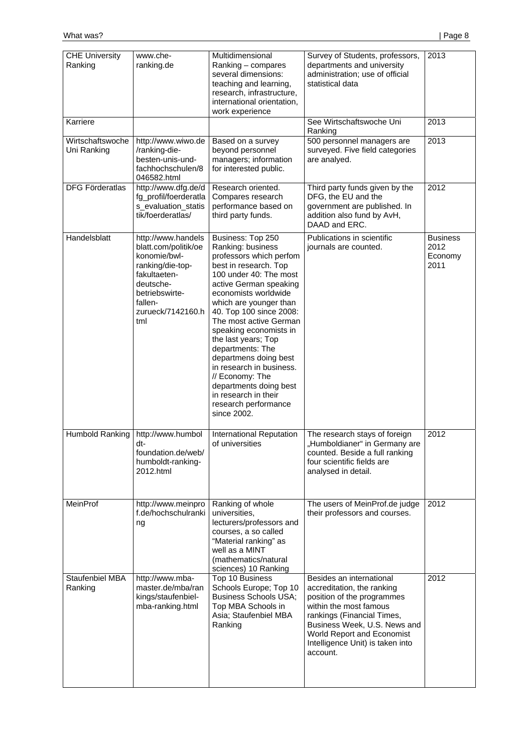| CHE University Ranking | www.che-ranking.de | Multidimensional Ranking – compares several dimensions: teaching and learning, research, infrastructure, international orientation, work experience | Survey of Students, professors, departments and university administration; use of official statistical data | 2013 |
|---|---|---|---|---|
| Karriere | | | See Wirtschaftswoche Uni Ranking | 2013 |
| Wirtschaftswoche Uni Ranking | http://www.wiwo.de/ranking-die-besten-unis-und-fachhochschulen/8046582.html | Based on a survey beyond personnel managers; information for interested public. | 500 personnel managers are surveyed. Five field categories are analyed. | 2013 |
| DFG Förderatlas | http://www.dfg.de/dfg_profil/foerderatlas_evaluation_statistik/foerderatlas/ | Research oriented. Compares research performance based on third party funds. | Third party funds given by the DFG, the EU and the government are published. In addition also fund by AvH, DAAD and ERC. | 2012 |
| Handelsblatt | http://www.handelsblatt.com/politik/oekonomie/bwl-ranking/die-top-fakultaeten-deutsche-betriebswirte-fallen-zurueck/7142160.html | Business: Top 250 Ranking: business professors which perfom best in research. Top 100 under 40: The most active German speaking economists worldwide which are younger than 40. Top 100 since 2008: The most active German speaking economists in the last years; Top departments: The departmens doing best in research in business. // Economy: The departments doing best in research in their research performance since 2002. | Publications in scientific journals are counted. | Business 2012 Economy 2011 |
| Humbold Ranking | http://www.humboldt-foundation.de/web/humboldt-ranking-2012.html | International Reputation of universities | The research stays of foreign „Humboldianer" in Germany are counted. Beside a full ranking four scientific fields are analysed in detail. | 2012 |
| MeinProf | http://www.meinprof.de/hochschulranking | Ranking of whole universities, lecturers/professors and courses, a so called "Material ranking" as well as a MINT (mathematics/natural sciences) 10 Ranking | The users of MeinProf.de judge their professors and courses. | 2012 |
| Staufenbiel MBA Ranking | http://www.mba-master.de/mba/rankings/staufenbiel-mba-ranking.html | Top 10 Business Schools Europe; Top 10 Business Schools USA; Top MBA Schools in Asia; Staufenbiel MBA Ranking | Besides an international accreditation, the ranking position of the programmes within the most famous rankings (Financial Times, Business Week, U.S. News and World Report and Economist Intelligence Unit) is taken into account. | 2012 |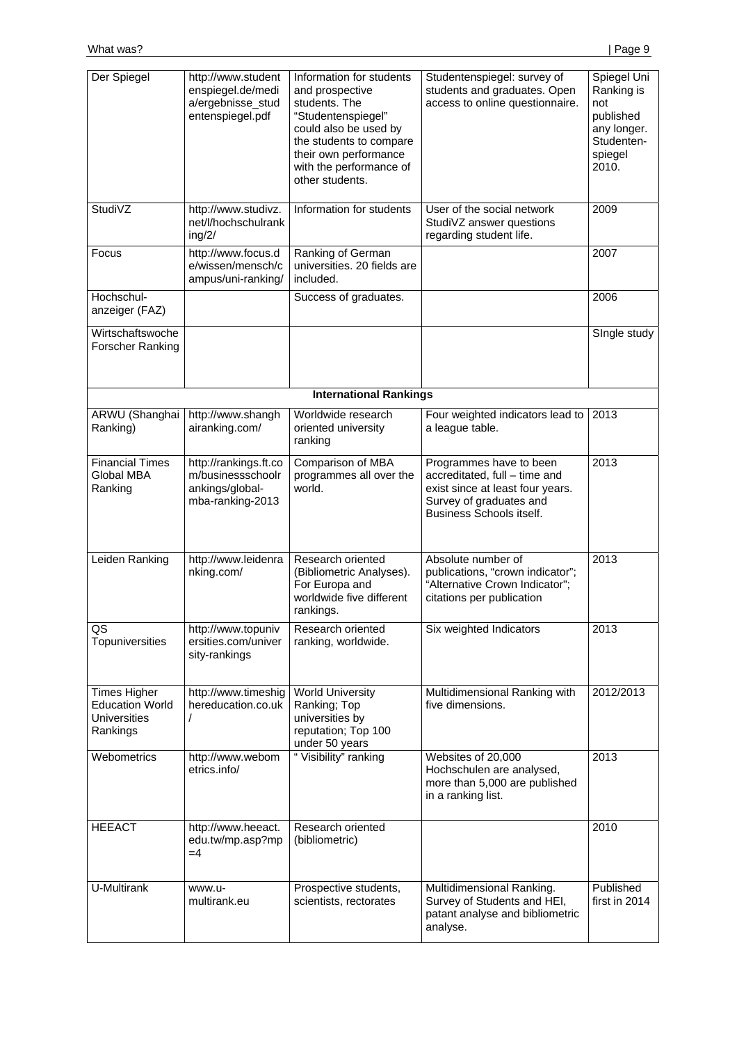| Der Spiegel | http://www.studentenspiegel.de/media/ergebnisse_studentenspiegel.pdf | Information for students and prospective students. The "Studentenspiegel" could also be used by the students to compare their own performance with the performance of other students. | Studentenspiegel: survey of students and graduates. Open access to online questionnaire. | Spiegel Uni Ranking is not published any longer. Studenten-spiegel 2010. |
|---|---|---|---|---|
| StudiVZ | http://www.studivz.net/l/hochschulranking/2/ | Information for students | User of the social network StudiVZ answer questions regarding student life. | 2009 |
| Focus | http://www.focus.de/wissen/mensch/campus/uni-ranking/ | Ranking of German universities. 20 fields are included. | | 2007 |
| Hochschul-anzeiger (FAZ) | | Success of graduates. | | 2006 |
| Wirtschaftswoche Forscher Ranking | | | | SIngle study |
| **International Rankings** | | | | |
| ARWU (Shanghai Ranking) | http://www.shanghairanking.com/ | Worldwide research oriented university ranking | Four weighted indicators lead to a league table. | 2013 |
| Financial Times Global MBA Ranking | http://rankings.ft.com/businessschoolrankings/global-mba-ranking-2013 | Comparison of MBA programmes all over the world. | Programmes have to been accreditated, full – time and exist since at least four years. Survey of graduates and Business Schools itself. | 2013 |
| Leiden Ranking | http://www.leidenranking.com/ | Research oriented (Bibliometric Analyses). For Europa and worldwide five different rankings. | Absolute number of publications, "crown indicator"; "Alternative Crown Indicator"; citations per publication | 2013 |
| QS Topuniversities | http://www.topuniversities.com/university-rankings | Research oriented ranking, worldwide. | Six weighted Indicators | 2013 |
| Times Higher Education World Universities Rankings | http://www.timeshighereducation.co.uk/ | World University Ranking; Top universities by reputation; Top 100 under 50 years | Multidimensional Ranking with five dimensions. | 2012/2013 |
| Webometrics | http://www.webometrics.info/ | " Visibility" ranking | Websites of 20,000 Hochschulen are analysed, more than 5,000 are published in a ranking list. | 2013 |
| HEEACT | http://www.heeact.edu.tw/mp.asp?mp=4 | Research oriented (bibliometric) | | 2010 |
| U-Multirank | www.u-multirank.eu | Prospective students, scientists, rectorates | Multidimensional Ranking. Survey of Students and HEI, patant analyse and bibliometric analyse. | Published first in 2014 |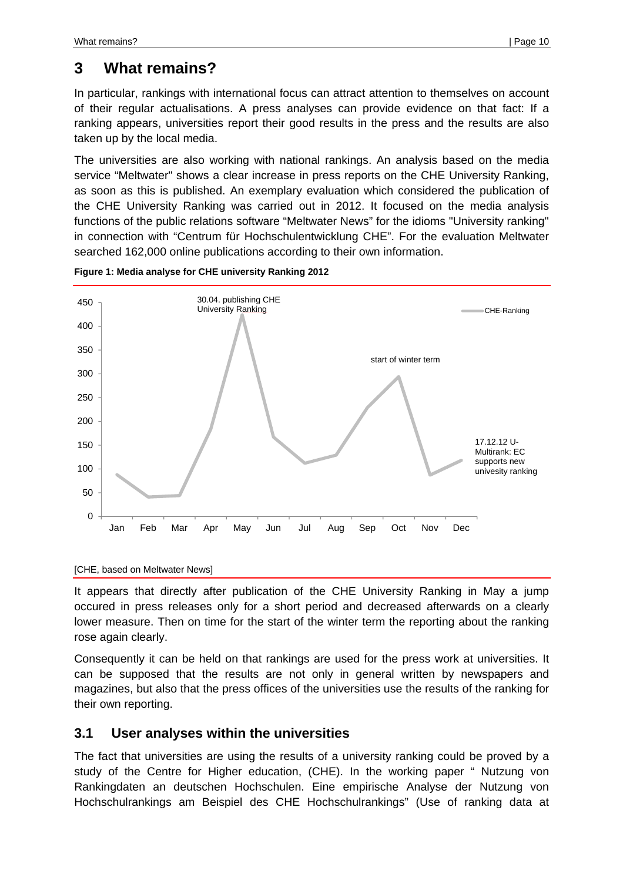# 3 What remains?

In particular, rankings with international focus can attract attention to themselves on account of their regular actualisations. A press analyses can provide evidence on that fact: If a ranking appears, universities report their good results in the press and the results are also taken up by the local media.

The universities are also working with national rankings. An analysis based on the media service "Meltwater" shows a clear increase in press reports on the CHE University Ranking, as soon as this is published. An exemplary evaluation which considered the publication of the CHE University Ranking was carried out in 2012. It focused on the media analysis functions of the public relations software "Meltwater News" for the idioms "University ranking" in connection with "Centrum für Hochschulentwicklung CHE". For the evaluation Meltwater searched 162,000 online publications according to their own information.

**Figure 1: Media analyse for CHE university Ranking 2012**

[CHE, based on Meltwater News]

It appears that directly after publication of the CHE University Ranking in May a jump occured in press releases only for a short period and decreased afterwards on a clearly lower measure. Then on time for the start of the winter term the reporting about the ranking rose again clearly.

Consequently it can be held on that rankings are used for the press work at universities. It can be supposed that the results are not only in general written by newspapers and magazines, but also that the press offices of the universities use the results of the ranking for their own reporting.

## 3.1 User analyses within the universities

The fact that universities are using the results of a university ranking could be proved by a study of the Centre for Higher education, (CHE). In the working paper " Nutzung von Rankingdaten an deutschen Hochschulen. Eine empirische Analyse der Nutzung von Hochschulrankings am Beispiel des CHE Hochschulrankings" (Use of ranking data at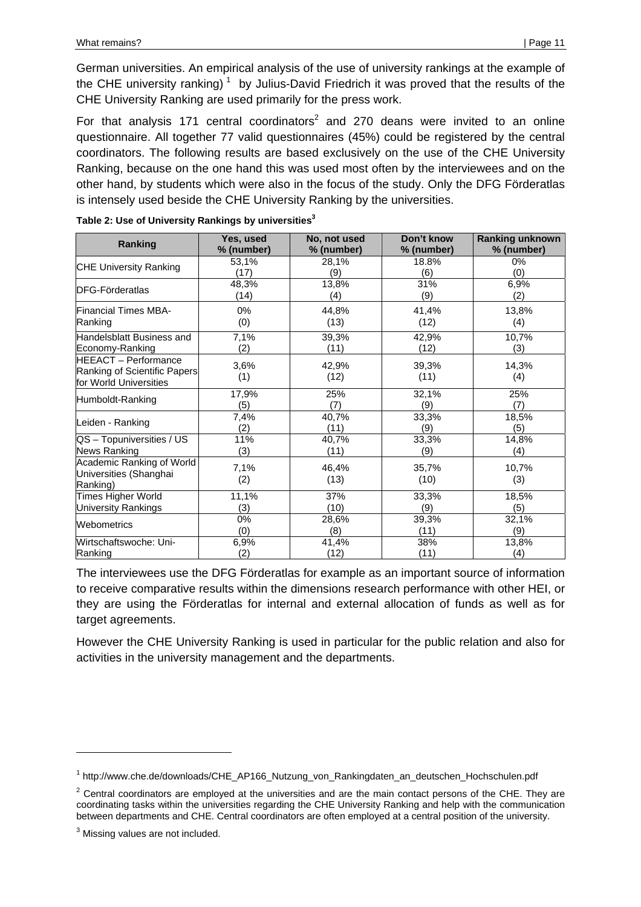German universities. An empirical analysis of the use of university rankings at the example of the CHE university ranking) [1] by Julius-David Friedrich it was proved that the results of the CHE University Ranking are used primarily for the press work.

For that analysis 171 central coordinators[2] and 270 deans were invited to an online questionnaire. All together 77 valid questionnaires (45%) could be registered by the central coordinators. The following results are based exclusively on the use of the CHE University Ranking, because on the one hand this was used most often by the interviewees and on the other hand, by students which were also in the focus of the study. Only the DFG Förderatlas is intensely used beside the CHE University Ranking by the universities.

**Table 2: Use of University Rankings by universities[3]**

| Ranking | Yes, used % (number) | No, not used % (number) | Don't know % (number) | Ranking unknown % (number) |
|---|---|---|---|---|
| CHE University Ranking | 53,1% (17) | 28,1% (9) | 18.8% (6) | 0% (0) |
| DFG-Förderatlas | 48,3% (14) | 13,8% (4) | 31% (9) | 6,9% (2) |
| Financial Times MBA-Ranking | 0% (0) | 44,8% (13) | 41,4% (12) | 13,8% (4) |
| Handelsblatt Business and Economy-Ranking | 7,1% (2) | 39,3% (11) | 42,9% (12) | 10,7% (3) |
| HEEACT – Performance Ranking of Scientific Papers for World Universities | 3,6% (1) | 42,9% (12) | 39,3% (11) | 14,3% (4) |
| Humboldt-Ranking | 17,9% (5) | 25% (7) | 32,1% (9) | 25% (7) |
| Leiden - Ranking | 7,4% (2) | 40,7% (11) | 33,3% (9) | 18,5% (5) |
| QS – Topuniversities / US News Ranking | 11% (3) | 40,7% (11) | 33,3% (9) | 14,8% (4) |
| Academic Ranking of World Universities (Shanghai Ranking) | 7,1% (2) | 46,4% (13) | 35,7% (10) | 10,7% (3) |
| Times Higher World University Rankings | 11,1% (3) | 37% (10) | 33,3% (9) | 18,5% (5) |
| Webometrics | 0% (0) | 28,6% (8) | 39,3% (11) | 32,1% (9) |
| Wirtschaftswoche: Uni-Ranking | 6,9% (2) | 41,4% (12) | 38% (11) | 13,8% (4) |

The interviewees use the DFG Förderatlas for example as an important source of information to receive comparative results within the dimensions research performance with other HEI, or they are using the Förderatlas for internal and external allocation of funds as well as for target agreements.

However the CHE University Ranking is used in particular for the public relation and also for activities in the university management and the departments.

---

[1] http://www.che.de/downloads/CHE_AP166_Nutzung_von_Rankingdaten_an_deutschen_Hochschulen.pdf

[2] Central coordinators are employed at the universities and are the main contact persons of the CHE. They are coordinating tasks within the universities regarding the CHE University Ranking and help with the communication between departments and CHE. Central coordinators are often employed at a central position of the university.

[3] Missing values are not included.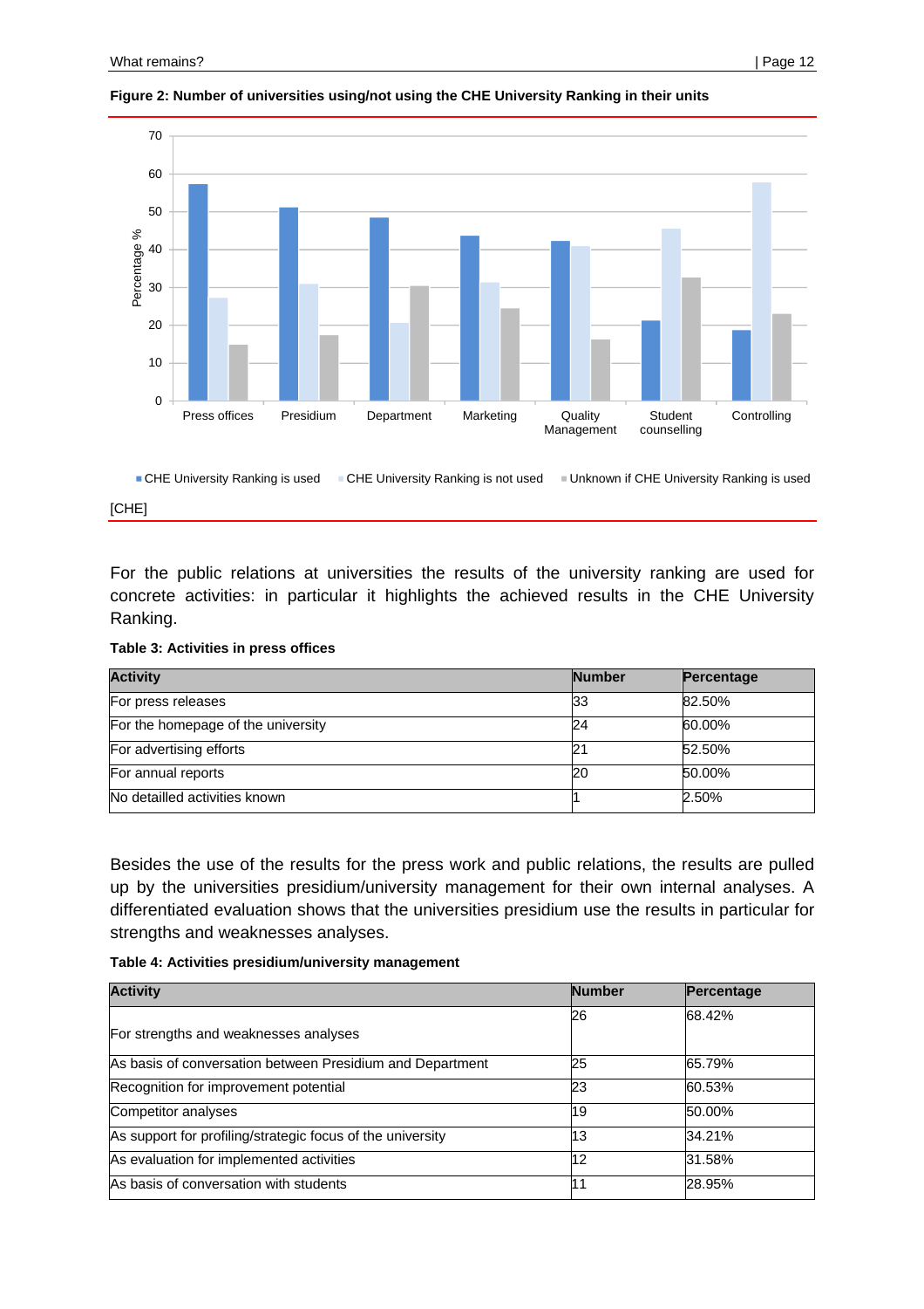**Figure 2: Number of universities using/not using the CHE University Ranking in their units**

[CHE]

For the public relations at universities the results of the university ranking are used for concrete activities: in particular it highlights the achieved results in the CHE University Ranking.

**Table 3: Activities in press offices**

| Activity | Number | Percentage |
|---|---|---|
| For press releases | 33 | 82.50% |
| For the homepage of the university | 24 | 60.00% |
| For advertising efforts | 21 | 52.50% |
| For annual reports | 20 | 50.00% |
| No detailled activities known | 1 | 2.50% |

Besides the use of the results for the press work and public relations, the results are pulled up by the universities presidium/university management for their own internal analyses. A differentiated evaluation shows that the universities presidium use the results in particular for strengths and weaknesses analyses.

**Table 4: Activities presidium/university management**

| Activity | Number | Percentage |
|---|---|---|
| For strengths and weaknesses analyses | 26 | 68.42% |
| As basis of conversation between Presidium and Department | 25 | 65.79% |
| Recognition for improvement potential | 23 | 60.53% |
| Competitor analyses | 19 | 50.00% |
| As support for profiling/strategic focus of the university | 13 | 34.21% |
| As evaluation for implemented activities | 12 | 31.58% |
| As basis of conversation with students | 11 | 28.95% |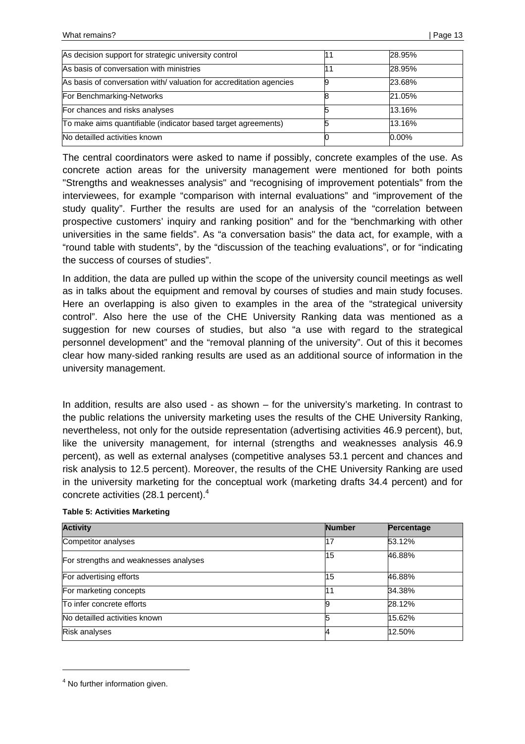| | | |
|---|---|---|
| As decision support for strategic university control | 11 | 28.95% |
| As basis of conversation with ministries | 11 | 28.95% |
| As basis of conversation with/ valuation for accreditation agencies | 9 | 23.68% |
| For Benchmarking-Networks | 8 | 21.05% |
| For chances and risks analyses | 5 | 13.16% |
| To make aims quantifiable (indicator based target agreements) | 5 | 13.16% |
| No detailled activities known | 0 | 0.00% |

The central coordinators were asked to name if possibly, concrete examples of the use. As concrete action areas for the university management were mentioned for both points "Strengths and weaknesses analysis" and "recognising of improvement potentials" from the interviewees, for example "comparison with internal evaluations" and "improvement of the study quality". Further the results are used for an analysis of the "correlation between prospective customers' inquiry and ranking position" and for the "benchmarking with other universities in the same fields". As "a conversation basis" the data act, for example, with a "round table with students", by the "discussion of the teaching evaluations", or for "indicating the success of courses of studies".

In addition, the data are pulled up within the scope of the university council meetings as well as in talks about the equipment and removal by courses of studies and main study focuses. Here an overlapping is also given to examples in the area of the "strategical university control". Also here the use of the CHE University Ranking data was mentioned as a suggestion for new courses of studies, but also "a use with regard to the strategical personnel development" and the "removal planning of the university". Out of this it becomes clear how many-sided ranking results are used as an additional source of information in the university management.

In addition, results are also used - as shown – for the university's marketing. In contrast to the public relations the university marketing uses the results of the CHE University Ranking, nevertheless, not only for the outside representation (advertising activities 46.9 percent), but, like the university management, for internal (strengths and weaknesses analysis 46.9 percent), as well as external analyses (competitive analyses 53.1 percent and chances and risk analysis to 12.5 percent). Moreover, the results of the CHE University Ranking are used in the university marketing for the conceptual work (marketing drafts 34.4 percent) and for concrete activities (28.1 percent).[4]

**Table 5: Activities Marketing**

| Activity | Number | Percentage |
|---|---|---|
| Competitor analyses | 17 | 53.12% |
| For strengths and weaknesses analyses | 15 | 46.88% |
| For advertising efforts | 15 | 46.88% |
| For marketing concepts | 11 | 34.38% |
| To infer concrete efforts | 9 | 28.12% |
| No detailled activities known | 5 | 15.62% |
| Risk analyses | 4 | 12.50% |

[4] No further information given.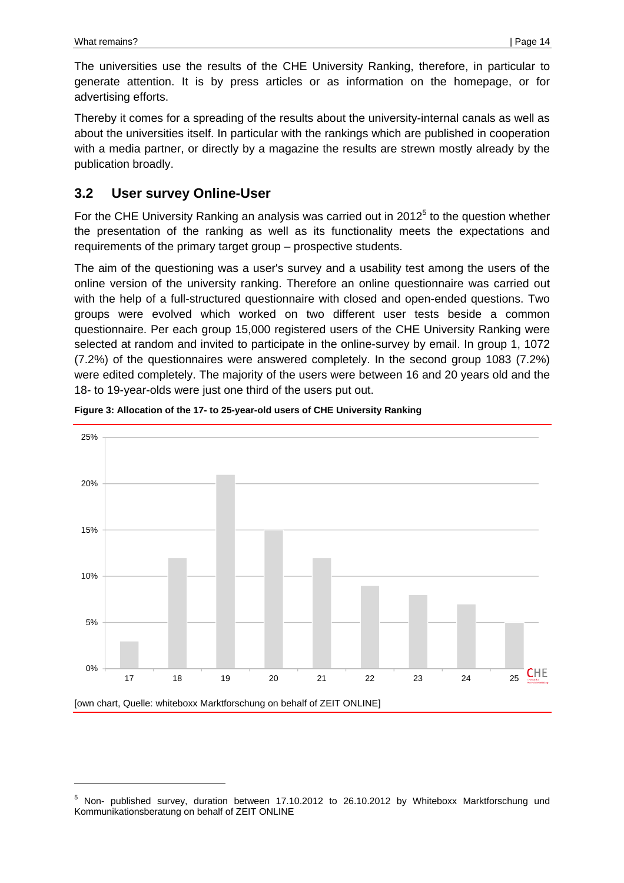The universities use the results of the CHE University Ranking, therefore, in particular to generate attention. It is by press articles or as information on the homepage, or for advertising efforts.

Thereby it comes for a spreading of the results about the university-internal canals as well as about the universities itself. In particular with the rankings which are published in cooperation with a media partner, or directly by a magazine the results are strewn mostly already by the publication broadly.

## 3.2 User survey Online-User

For the CHE University Ranking an analysis was carried out in 2012[5] to the question whether the presentation of the ranking as well as its functionality meets the expectations and requirements of the primary target group – prospective students.

The aim of the questioning was a user's survey and a usability test among the users of the online version of the university ranking. Therefore an online questionnaire was carried out with the help of a full-structured questionnaire with closed and open-ended questions. Two groups were evolved which worked on two different user tests beside a common questionnaire. Per each group 15,000 registered users of the CHE University Ranking were selected at random and invited to participate in the online-survey by email. In group 1, 1072 (7.2%) of the questionnaires were answered completely. In the second group 1083 (7.2%) were edited completely. The majority of the users were between 16 and 20 years old and the 18- to 19-year-olds were just one third of the users put out.

**Figure 3: Allocation of the 17- to 25-year-old users of CHE University Ranking**

| Age | Share |
|---|---|
| 17 | 3% |
| 18 | 12% |
| 19 | 21% |
| 20 | 15% |
| 21 | 12% |
| 22 | 9% |
| 23 | 8% |
| 24 | 7% |
| 25 | 5% |

[own chart, Quelle: whiteboxx Marktforschung on behalf of ZEIT ONLINE]

[5] Non- published survey, duration between 17.10.2012 to 26.10.2012 by Whiteboxx Marktforschung und Kommunikationsberatung on behalf of ZEIT ONLINE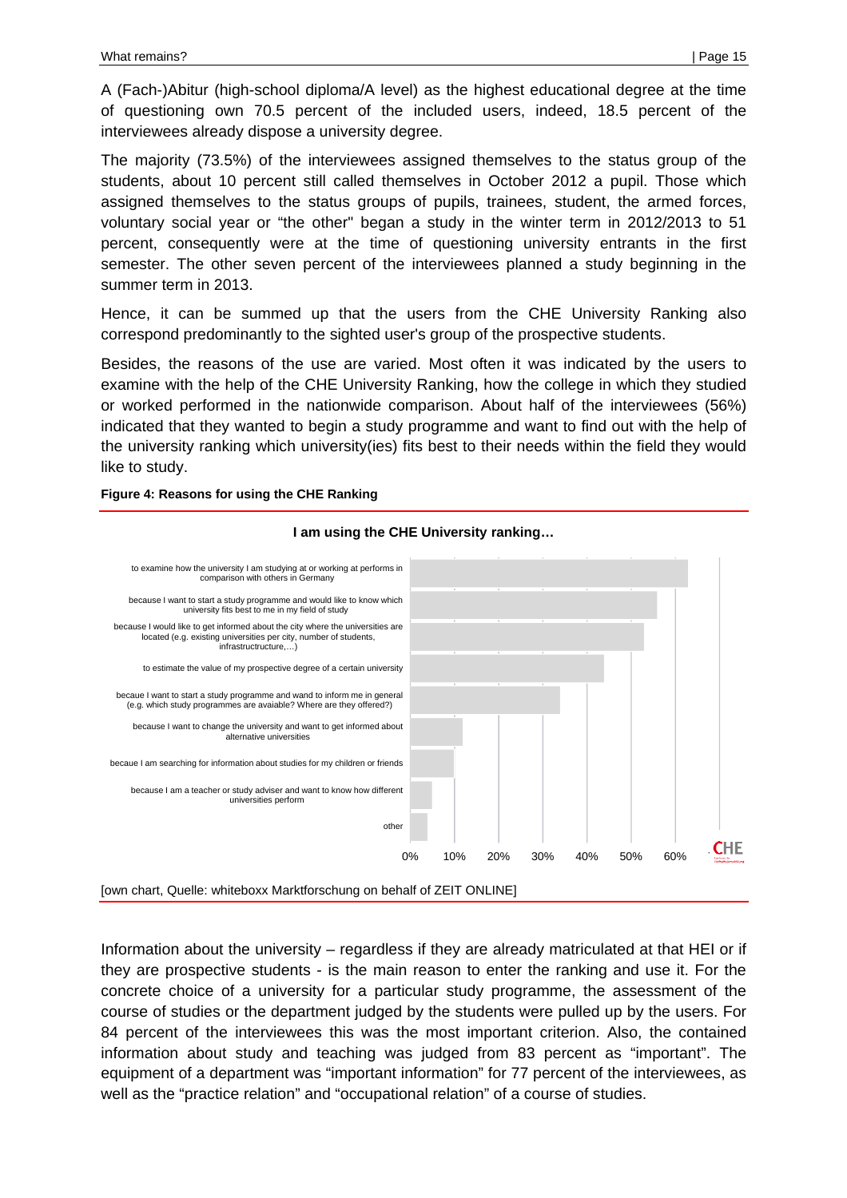A (Fach-)Abitur (high-school diploma/A level) as the highest educational degree at the time of questioning own 70.5 percent of the included users, indeed, 18.5 percent of the interviewees already dispose a university degree.

The majority (73.5%) of the interviewees assigned themselves to the status group of the students, about 10 percent still called themselves in October 2012 a pupil. Those which assigned themselves to the status groups of pupils, trainees, student, the armed forces, voluntary social year or "the other" began a study in the winter term in 2012/2013 to 51 percent, consequently were at the time of questioning university entrants in the first semester. The other seven percent of the interviewees planned a study beginning in the summer term in 2013.

Hence, it can be summed up that the users from the CHE University Ranking also correspond predominantly to the sighted user's group of the prospective students.

Besides, the reasons of the use are varied. Most often it was indicated by the users to examine with the help of the CHE University Ranking, how the college in which they studied or worked performed in the nationwide comparison. About half of the interviewees (56%) indicated that they wanted to begin a study programme and want to find out with the help of the university ranking which university(ies) fits best to their needs within the field they would like to study.

**Figure 4: Reasons for using the CHE Ranking**

**I am using the CHE University ranking…**

- to examine how the university I am studying at or working at performs in comparison with others in Germany
- because I want to start a study programme and would like to know which university fits best to me in my field of study
- because I would like to get informed about the city where the universities are located (e.g. existing universities per city, number of students, infrastructructure,…)
- to estimate the value of my prospective degree of a certain university
- becaue I want to start a study programme and wand to inform me in general (e.g. which study programmes are avaiable? Where are they offered?)
- because I want to change the university and want to get informed about alternative universities
- becaue I am searching for information about studies for my children or friends
- because I am a teacher or study adviser and want to know how different universities perform
- other

0% 10% 20% 30% 40% 50% 60%

[own chart, Quelle: whiteboxx Marktforschung on behalf of ZEIT ONLINE]

Information about the university – regardless if they are already matriculated at that HEI or if they are prospective students - is the main reason to enter the ranking and use it. For the concrete choice of a university for a particular study programme, the assessment of the course of studies or the department judged by the students were pulled up by the users. For 84 percent of the interviewees this was the most important criterion. Also, the contained information about study and teaching was judged from 83 percent as "important". The equipment of a department was "important information" for 77 percent of the interviewees, as well as the "practice relation" and "occupational relation" of a course of studies.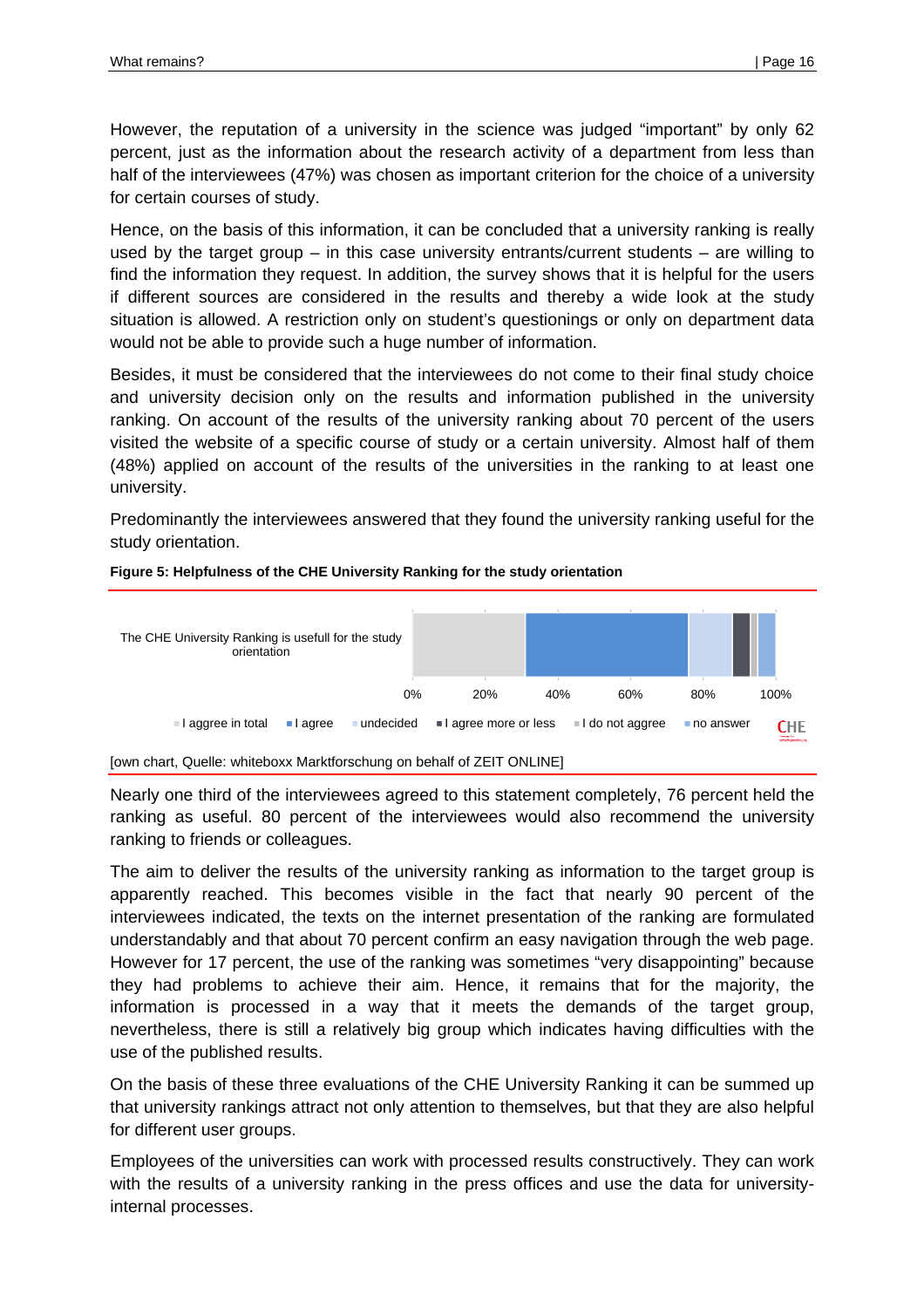However, the reputation of a university in the science was judged "important" by only 62 percent, just as the information about the research activity of a department from less than half of the interviewees (47%) was chosen as important criterion for the choice of a university for certain courses of study.

Hence, on the basis of this information, it can be concluded that a university ranking is really used by the target group – in this case university entrants/current students – are willing to find the information they request. In addition, the survey shows that it is helpful for the users if different sources are considered in the results and thereby a wide look at the study situation is allowed. A restriction only on student's questionings or only on department data would not be able to provide such a huge number of information.

Besides, it must be considered that the interviewees do not come to their final study choice and university decision only on the results and information published in the university ranking. On account of the results of the university ranking about 70 percent of the users visited the website of a specific course of study or a certain university. Almost half of them (48%) applied on account of the results of the universities in the ranking to at least one university.

Predominantly the interviewees answered that they found the university ranking useful for the study orientation.

**Figure 5: Helpfulness of the CHE University Ranking for the study orientation**

The CHE University Ranking is usefull for the study orientation

0% 20% 40% 60% 80% 100%

I aggree in total | I agree | undecided | I agree more or less | I do not aggree | no answer

[own chart, Quelle: whiteboxx Marktforschung on behalf of ZEIT ONLINE]

Nearly one third of the interviewees agreed to this statement completely, 76 percent held the ranking as useful. 80 percent of the interviewees would also recommend the university ranking to friends or colleagues.

The aim to deliver the results of the university ranking as information to the target group is apparently reached. This becomes visible in the fact that nearly 90 percent of the interviewees indicated, the texts on the internet presentation of the ranking are formulated understandably and that about 70 percent confirm an easy navigation through the web page. However for 17 percent, the use of the ranking was sometimes "very disappointing" because they had problems to achieve their aim. Hence, it remains that for the majority, the information is processed in a way that it meets the demands of the target group, nevertheless, there is still a relatively big group which indicates having difficulties with the use of the published results.

On the basis of these three evaluations of the CHE University Ranking it can be summed up that university rankings attract not only attention to themselves, but that they are also helpful for different user groups.

Employees of the universities can work with processed results constructively. They can work with the results of a university ranking in the press offices and use the data for university-internal processes.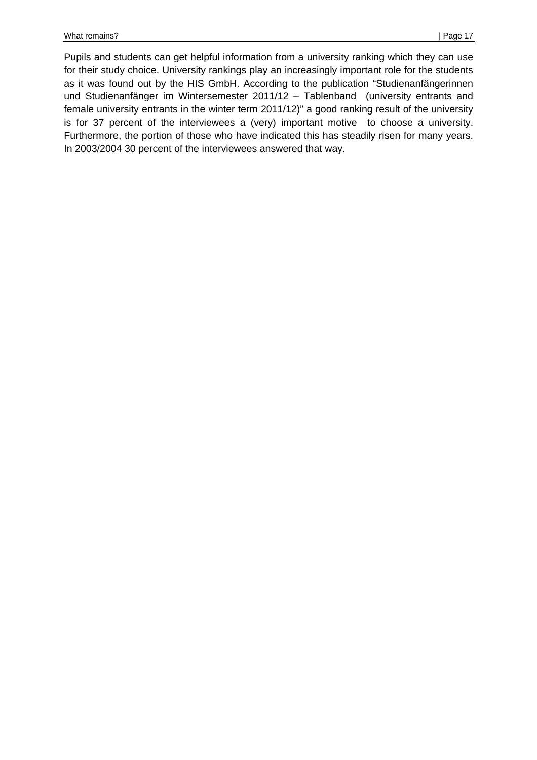Pupils and students can get helpful information from a university ranking which they can use for their study choice. University rankings play an increasingly important role for the students as it was found out by the HIS GmbH. According to the publication "Studienanfängerinnen und Studienanfänger im Wintersemester 2011/12 – Tablenband (university entrants and female university entrants in the winter term 2011/12)" a good ranking result of the university is for 37 percent of the interviewees a (very) important motive to choose a university. Furthermore, the portion of those who have indicated this has steadily risen for many years. In 2003/2004 30 percent of the interviewees answered that way.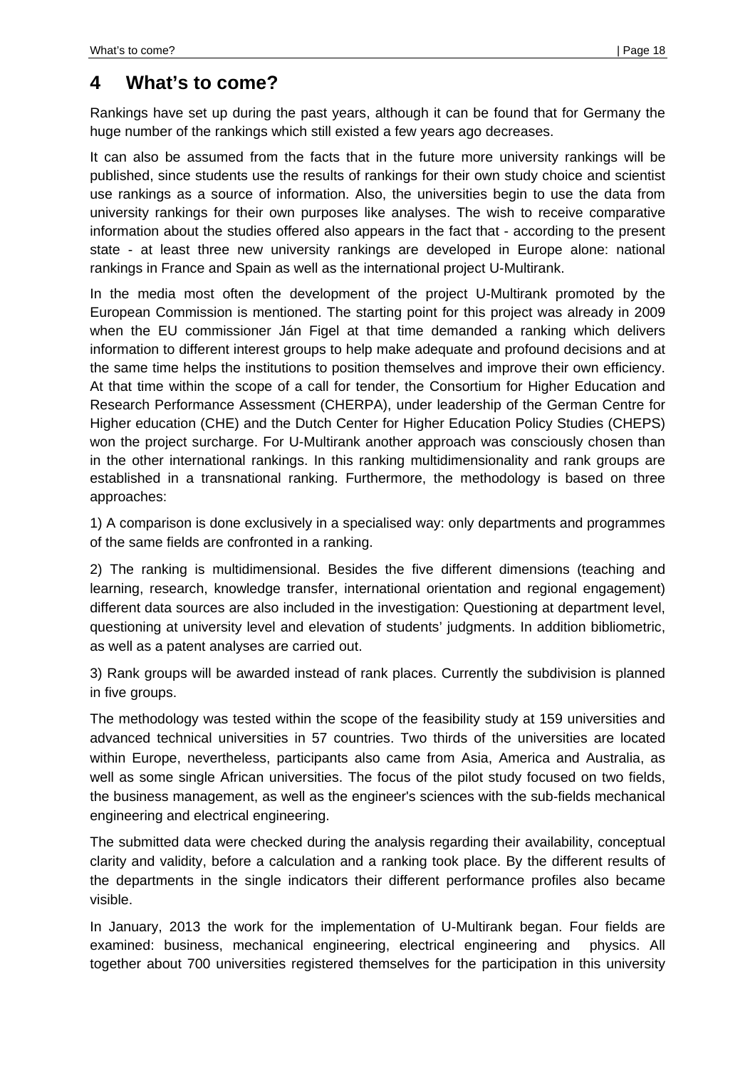# 4 What's to come?

Rankings have set up during the past years, although it can be found that for Germany the huge number of the rankings which still existed a few years ago decreases.

It can also be assumed from the facts that in the future more university rankings will be published, since students use the results of rankings for their own study choice and scientist use rankings as a source of information. Also, the universities begin to use the data from university rankings for their own purposes like analyses. The wish to receive comparative information about the studies offered also appears in the fact that - according to the present state - at least three new university rankings are developed in Europe alone: national rankings in France and Spain as well as the international project U-Multirank.

In the media most often the development of the project U-Multirank promoted by the European Commission is mentioned. The starting point for this project was already in 2009 when the EU commissioner Ján Figel at that time demanded a ranking which delivers information to different interest groups to help make adequate and profound decisions and at the same time helps the institutions to position themselves and improve their own efficiency. At that time within the scope of a call for tender, the Consortium for Higher Education and Research Performance Assessment (CHERPA), under leadership of the German Centre for Higher education (CHE) and the Dutch Center for Higher Education Policy Studies (CHEPS) won the project surcharge. For U-Multirank another approach was consciously chosen than in the other international rankings. In this ranking multidimensionality and rank groups are established in a transnational ranking. Furthermore, the methodology is based on three approaches:

1) A comparison is done exclusively in a specialised way: only departments and programmes of the same fields are confronted in a ranking.

2) The ranking is multidimensional. Besides the five different dimensions (teaching and learning, research, knowledge transfer, international orientation and regional engagement) different data sources are also included in the investigation: Questioning at department level, questioning at university level and elevation of students' judgments. In addition bibliometric, as well as a patent analyses are carried out.

3) Rank groups will be awarded instead of rank places. Currently the subdivision is planned in five groups.

The methodology was tested within the scope of the feasibility study at 159 universities and advanced technical universities in 57 countries. Two thirds of the universities are located within Europe, nevertheless, participants also came from Asia, America and Australia, as well as some single African universities. The focus of the pilot study focused on two fields, the business management, as well as the engineer's sciences with the sub-fields mechanical engineering and electrical engineering.

The submitted data were checked during the analysis regarding their availability, conceptual clarity and validity, before a calculation and a ranking took place. By the different results of the departments in the single indicators their different performance profiles also became visible.

In January, 2013 the work for the implementation of U-Multirank began. Four fields are examined: business, mechanical engineering, electrical engineering and physics. All together about 700 universities registered themselves for the participation in this university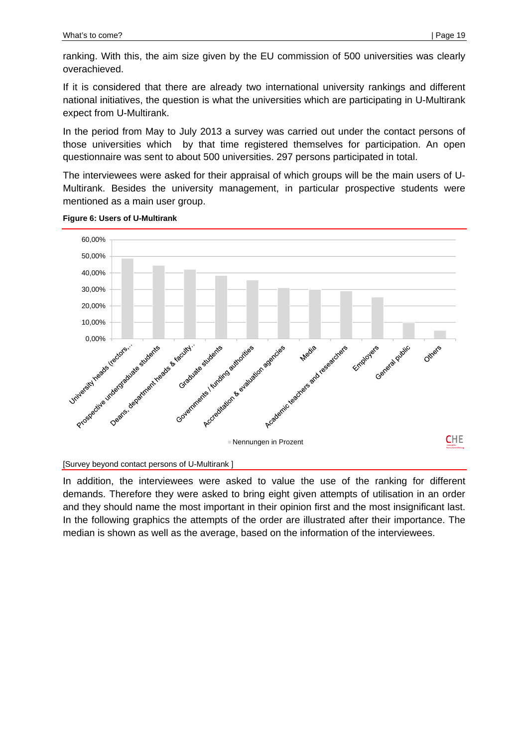ranking. With this, the aim size given by the EU commission of 500 universities was clearly overachieved.

If it is considered that there are already two international university rankings and different national initiatives, the question is what the universities which are participating in U-Multirank expect from U-Multirank.

In the period from May to July 2013 a survey was carried out under the contact persons of those universities which by that time registered themselves for participation. An open questionnaire was sent to about 500 universities. 297 persons participated in total.

The interviewees were asked for their appraisal of which groups will be the main users of U-Multirank. Besides the university management, in particular prospective students were mentioned as a main user group.

**Figure 6: Users of U-Multirank**

[Survey beyond contact persons of U-Multirank ]

In addition, the interviewees were asked to value the use of the ranking for different demands. Therefore they were asked to bring eight given attempts of utilisation in an order and they should name the most important in their opinion first and the most insignificant last. In the following graphics the attempts of the order are illustrated after their importance. The median is shown as well as the average, based on the information of the interviewees.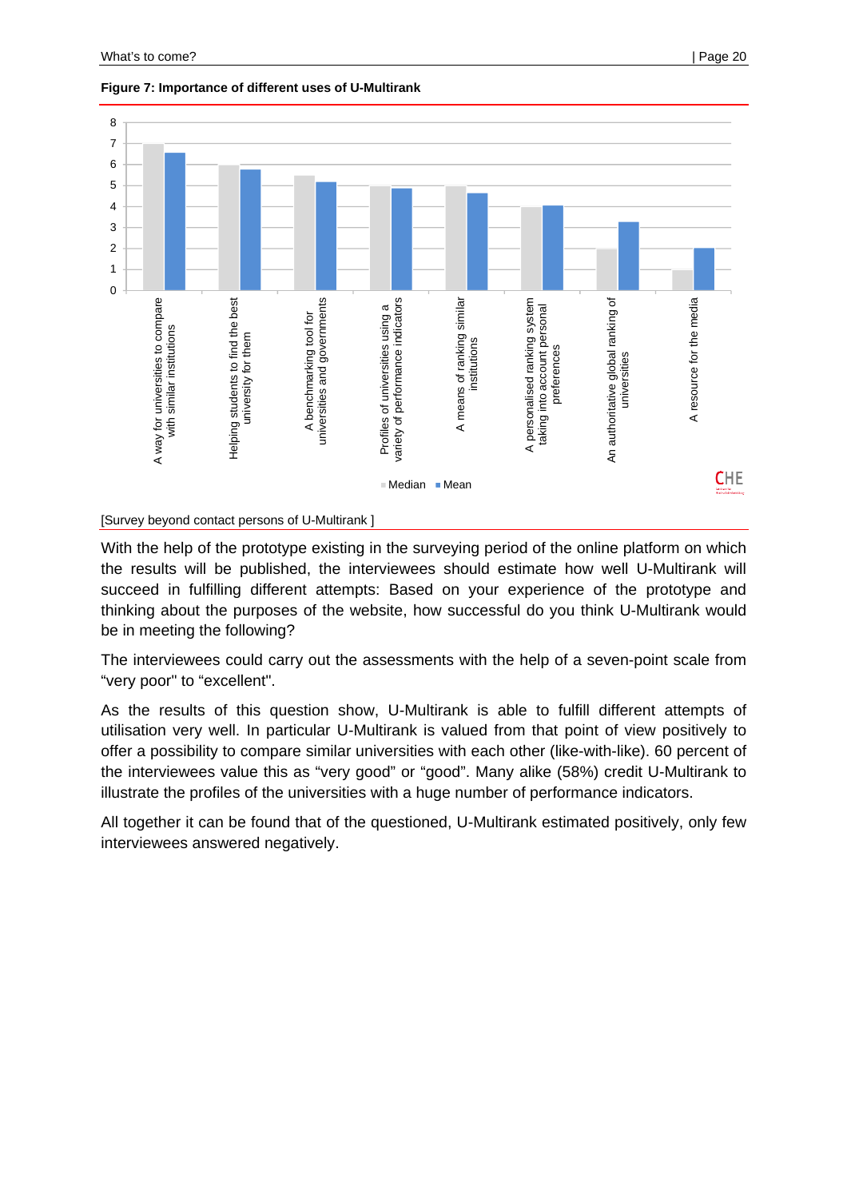**Figure 7: Importance of different uses of U-Multirank**

| Use | Median | Mean |
|---|---|---|
| A way for universities to compare with similar institutions | 7 | 6.6 |
| Helping students to find the best university for them | 6 | 5.8 |
| A benchmarking tool for universities and governments | 5.5 | 5.2 |
| Profiles of universities using a variety of performance indicators | 5 | 4.9 |
| A means of ranking similar institutions | 5 | 4.7 |
| A personalised ranking system taking into account personal preferences | 4 | 4.1 |
| An authoritative global ranking of universities | 2 | 3.3 |
| A resource for the media | 1 | 2.05 |

[Survey beyond contact persons of U-Multirank ]

With the help of the prototype existing in the surveying period of the online platform on which the results will be published, the interviewees should estimate how well U-Multirank will succeed in fulfilling different attempts: Based on your experience of the prototype and thinking about the purposes of the website, how successful do you think U-Multirank would be in meeting the following?

The interviewees could carry out the assessments with the help of a seven-point scale from "very poor" to "excellent".

As the results of this question show, U-Multirank is able to fulfill different attempts of utilisation very well. In particular U-Multirank is valued from that point of view positively to offer a possibility to compare similar universities with each other (like-with-like). 60 percent of the interviewees value this as "very good" or "good". Many alike (58%) credit U-Multirank to illustrate the profiles of the universities with a huge number of performance indicators.

All together it can be found that of the questioned, U-Multirank estimated positively, only few interviewees answered negatively.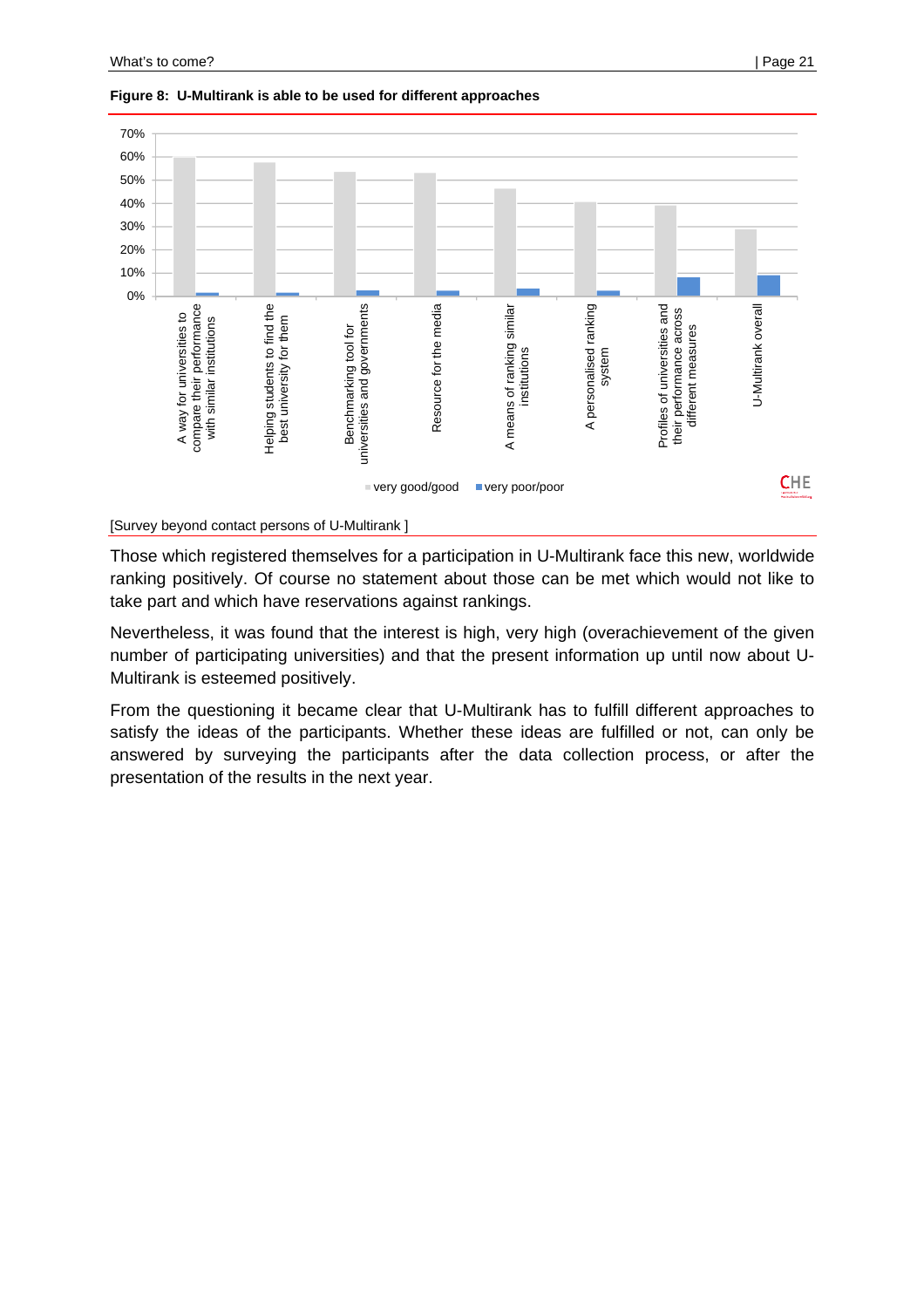**Figure 8: U-Multirank is able to be used for different approaches**

[Survey beyond contact persons of U-Multirank ]

Those which registered themselves for a participation in U-Multirank face this new, worldwide ranking positively. Of course no statement about those can be met which would not like to take part and which have reservations against rankings.

Nevertheless, it was found that the interest is high, very high (overachievement of the given number of participating universities) and that the present information up until now about U-Multirank is esteemed positively.

From the questioning it became clear that U-Multirank has to fulfill different approaches to satisfy the ideas of the participants. Whether these ideas are fulfilled or not, can only be answered by surveying the participants after the data collection process, or after the presentation of the results in the next year.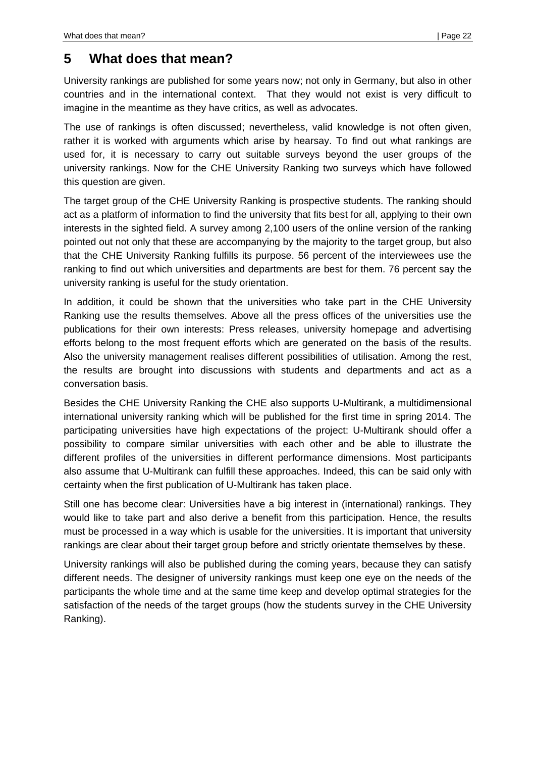# 5 What does that mean?

University rankings are published for some years now; not only in Germany, but also in other countries and in the international context. That they would not exist is very difficult to imagine in the meantime as they have critics, as well as advocates.

The use of rankings is often discussed; nevertheless, valid knowledge is not often given, rather it is worked with arguments which arise by hearsay. To find out what rankings are used for, it is necessary to carry out suitable surveys beyond the user groups of the university rankings. Now for the CHE University Ranking two surveys which have followed this question are given.

The target group of the CHE University Ranking is prospective students. The ranking should act as a platform of information to find the university that fits best for all, applying to their own interests in the sighted field. A survey among 2,100 users of the online version of the ranking pointed out not only that these are accompanying by the majority to the target group, but also that the CHE University Ranking fulfills its purpose. 56 percent of the interviewees use the ranking to find out which universities and departments are best for them. 76 percent say the university ranking is useful for the study orientation.

In addition, it could be shown that the universities who take part in the CHE University Ranking use the results themselves. Above all the press offices of the universities use the publications for their own interests: Press releases, university homepage and advertising efforts belong to the most frequent efforts which are generated on the basis of the results. Also the university management realises different possibilities of utilisation. Among the rest, the results are brought into discussions with students and departments and act as a conversation basis.

Besides the CHE University Ranking the CHE also supports U-Multirank, a multidimensional international university ranking which will be published for the first time in spring 2014. The participating universities have high expectations of the project: U-Multirank should offer a possibility to compare similar universities with each other and be able to illustrate the different profiles of the universities in different performance dimensions. Most participants also assume that U-Multirank can fulfill these approaches. Indeed, this can be said only with certainty when the first publication of U-Multirank has taken place.

Still one has become clear: Universities have a big interest in (international) rankings. They would like to take part and also derive a benefit from this participation. Hence, the results must be processed in a way which is usable for the universities. It is important that university rankings are clear about their target group before and strictly orientate themselves by these.

University rankings will also be published during the coming years, because they can satisfy different needs. The designer of university rankings must keep one eye on the needs of the participants the whole time and at the same time keep and develop optimal strategies for the satisfaction of the needs of the target groups (how the students survey in the CHE University Ranking).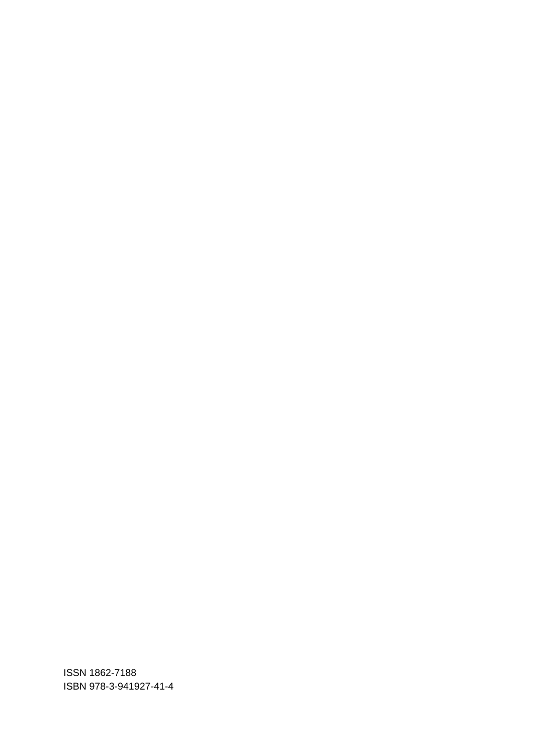ISSN 1862-7188
ISBN 978-3-941927-41-4